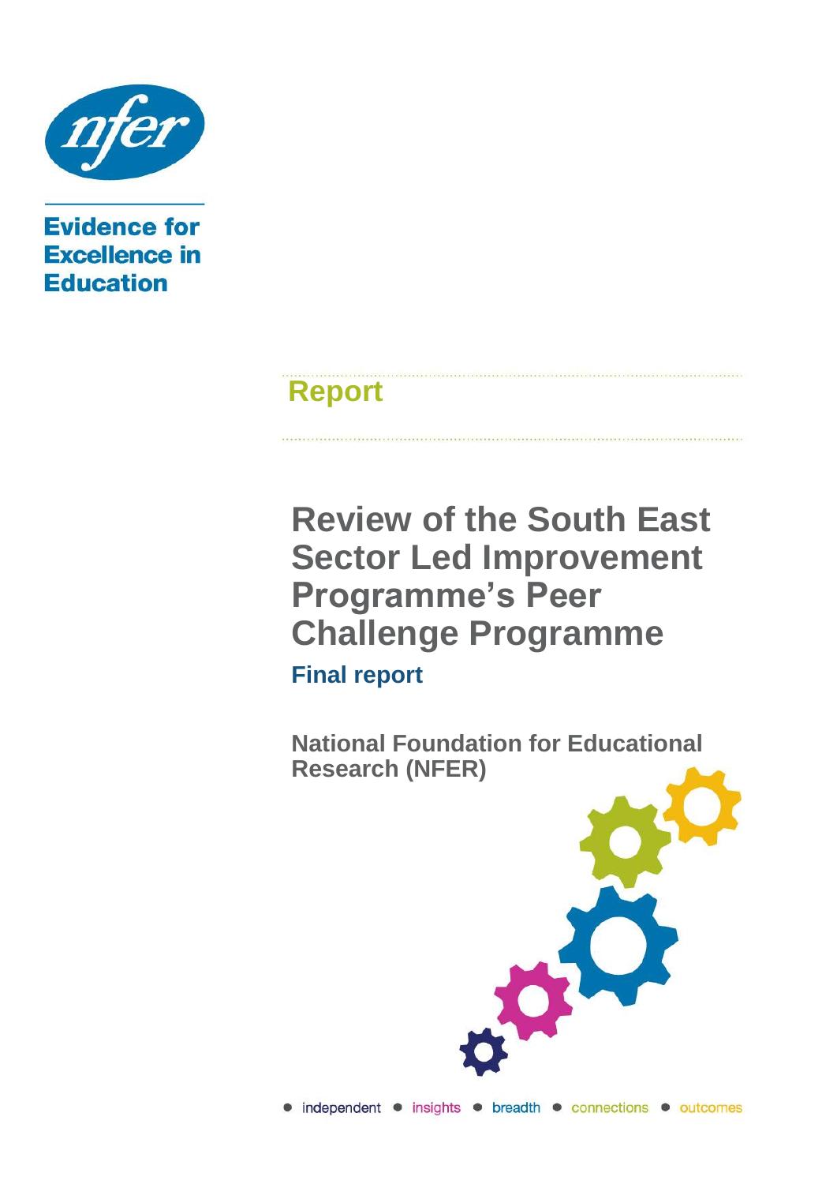Evidence for Excellence in Education

Report

# Review of the South East Sector Led Improvement Programme's Peer Challenge Programme

## Final report

**National Foundation for Educational Research (NFER)**

independent • insights • breadth • connections • outcomes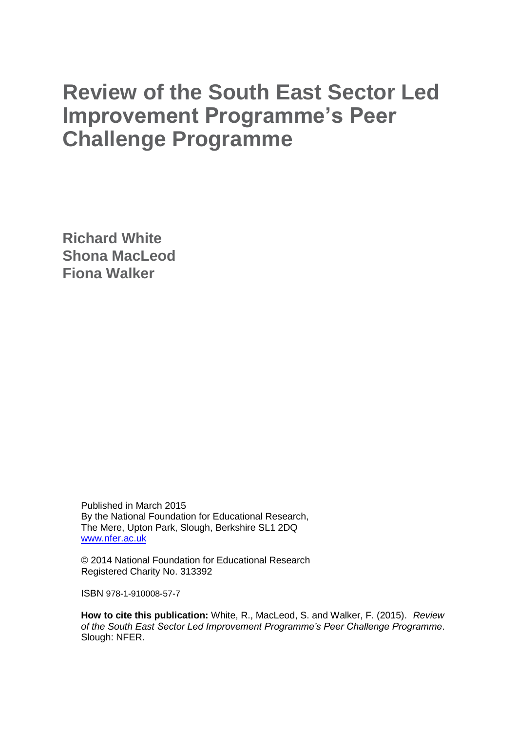# Review of the South East Sector Led Improvement Programme's Peer Challenge Programme

**Richard White**
**Shona MacLeod**
**Fiona Walker**

Published in March 2015
By the National Foundation for Educational Research,
The Mere, Upton Park, Slough, Berkshire SL1 2DQ
www.nfer.ac.uk

© 2014 National Foundation for Educational Research
Registered Charity No. 313392

ISBN 978-1-910008-57-7

**How to cite this publication:** White, R., MacLeod, S. and Walker, F. (2015). *Review of the South East Sector Led Improvement Programme's Peer Challenge Programme*. Slough: NFER.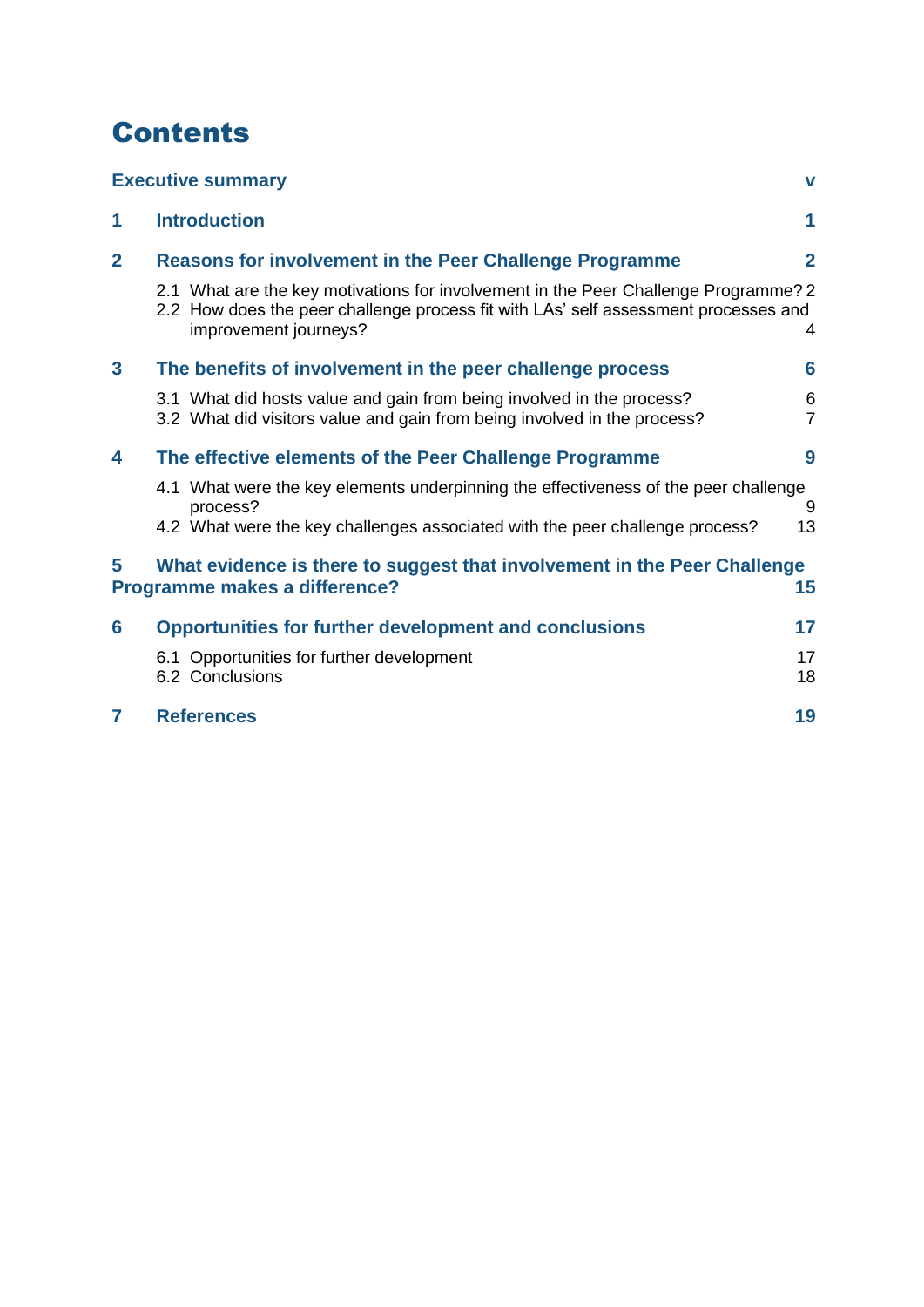# Contents

**Executive summary** v

**1 Introduction** 1

**2 Reasons for involvement in the Peer Challenge Programme** 2

- 2.1 What are the key motivations for involvement in the Peer Challenge Programme? 2
- 2.2 How does the peer challenge process fit with LAs' self assessment processes and improvement journeys? 4

**3 The benefits of involvement in the peer challenge process** 6

- 3.1 What did hosts value and gain from being involved in the process? 6
- 3.2 What did visitors value and gain from being involved in the process? 7

**4 The effective elements of the Peer Challenge Programme** 9

- 4.1 What were the key elements underpinning the effectiveness of the peer challenge process? 9
- 4.2 What were the key challenges associated with the peer challenge process? 13

**5 What evidence is there to suggest that involvement in the Peer Challenge Programme makes a difference?** 15

**6 Opportunities for further development and conclusions** 17

- 6.1 Opportunities for further development 17
- 6.2 Conclusions 18

**7 References** 19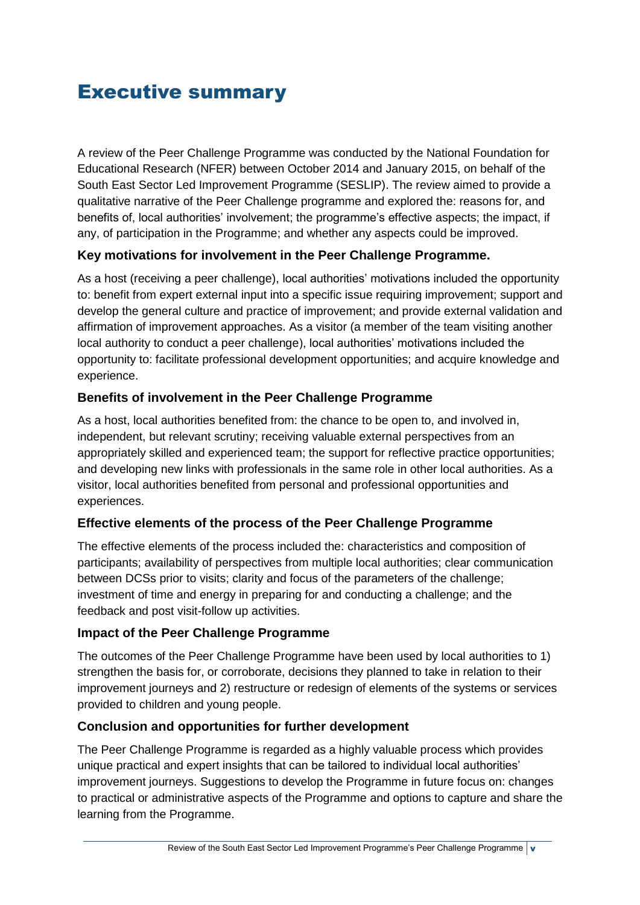# Executive summary

A review of the Peer Challenge Programme was conducted by the National Foundation for Educational Research (NFER) between October 2014 and January 2015, on behalf of the South East Sector Led Improvement Programme (SESLIP). The review aimed to provide a qualitative narrative of the Peer Challenge programme and explored the: reasons for, and benefits of, local authorities' involvement; the programme's effective aspects; the impact, if any, of participation in the Programme; and whether any aspects could be improved.

### Key motivations for involvement in the Peer Challenge Programme.

As a host (receiving a peer challenge), local authorities' motivations included the opportunity to: benefit from expert external input into a specific issue requiring improvement; support and develop the general culture and practice of improvement; and provide external validation and affirmation of improvement approaches. As a visitor (a member of the team visiting another local authority to conduct a peer challenge), local authorities' motivations included the opportunity to: facilitate professional development opportunities; and acquire knowledge and experience.

### Benefits of involvement in the Peer Challenge Programme

As a host, local authorities benefited from: the chance to be open to, and involved in, independent, but relevant scrutiny; receiving valuable external perspectives from an appropriately skilled and experienced team; the support for reflective practice opportunities; and developing new links with professionals in the same role in other local authorities. As a visitor, local authorities benefited from personal and professional opportunities and experiences.

### Effective elements of the process of the Peer Challenge Programme

The effective elements of the process included the: characteristics and composition of participants; availability of perspectives from multiple local authorities; clear communication between DCSs prior to visits; clarity and focus of the parameters of the challenge; investment of time and energy in preparing for and conducting a challenge; and the feedback and post visit-follow up activities.

### Impact of the Peer Challenge Programme

The outcomes of the Peer Challenge Programme have been used by local authorities to 1) strengthen the basis for, or corroborate, decisions they planned to take in relation to their improvement journeys and 2) restructure or redesign of elements of the systems or services provided to children and young people.

### Conclusion and opportunities for further development

The Peer Challenge Programme is regarded as a highly valuable process which provides unique practical and expert insights that can be tailored to individual local authorities' improvement journeys. Suggestions to develop the Programme in future focus on: changes to practical or administrative aspects of the Programme and options to capture and share the learning from the Programme.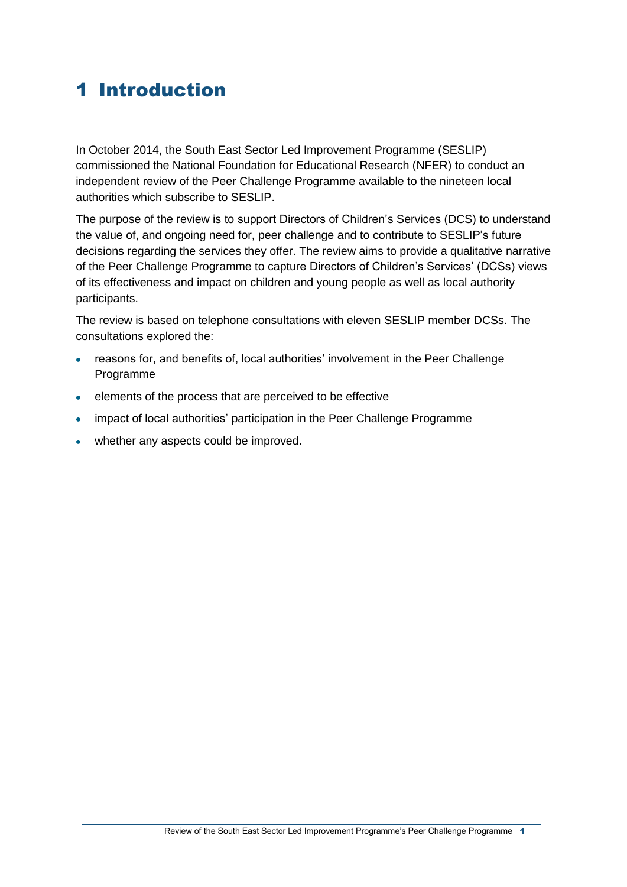# 1 Introduction

In October 2014, the South East Sector Led Improvement Programme (SESLIP) commissioned the National Foundation for Educational Research (NFER) to conduct an independent review of the Peer Challenge Programme available to the nineteen local authorities which subscribe to SESLIP.

The purpose of the review is to support Directors of Children's Services (DCS) to understand the value of, and ongoing need for, peer challenge and to contribute to SESLIP's future decisions regarding the services they offer. The review aims to provide a qualitative narrative of the Peer Challenge Programme to capture Directors of Children's Services' (DCSs) views of its effectiveness and impact on children and young people as well as local authority participants.

The review is based on telephone consultations with eleven SESLIP member DCSs. The consultations explored the:

- reasons for, and benefits of, local authorities' involvement in the Peer Challenge Programme
- elements of the process that are perceived to be effective
- impact of local authorities' participation in the Peer Challenge Programme
- whether any aspects could be improved.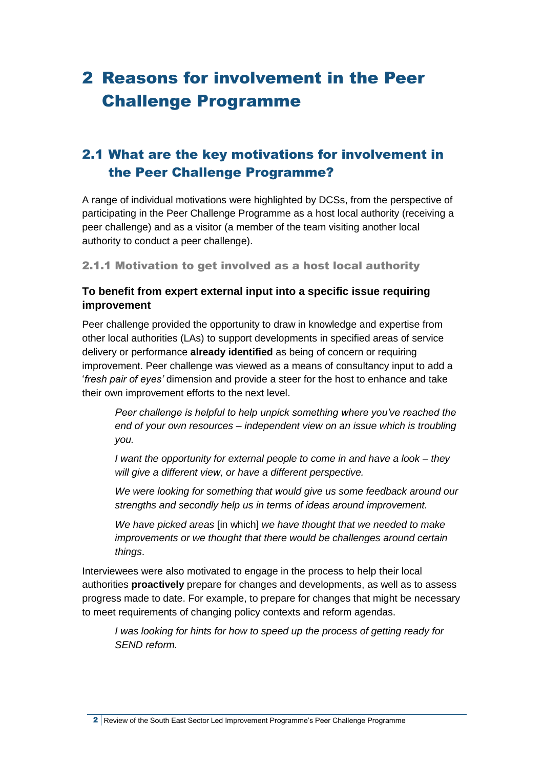# 2 Reasons for involvement in the Peer Challenge Programme

## 2.1 What are the key motivations for involvement in the Peer Challenge Programme?

A range of individual motivations were highlighted by DCSs, from the perspective of participating in the Peer Challenge Programme as a host local authority (receiving a peer challenge) and as a visitor (a member of the team visiting another local authority to conduct a peer challenge).

### 2.1.1 Motivation to get involved as a host local authority

**To benefit from expert external input into a specific issue requiring improvement**

Peer challenge provided the opportunity to draw in knowledge and expertise from other local authorities (LAs) to support developments in specified areas of service delivery or performance **already identified** as being of concern or requiring improvement. Peer challenge was viewed as a means of consultancy input to add a '*fresh pair of eyes'* dimension and provide a steer for the host to enhance and take their own improvement efforts to the next level.

> *Peer challenge is helpful to help unpick something where you've reached the end of your own resources – independent view on an issue which is troubling you.*
>
> *I want the opportunity for external people to come in and have a look – they will give a different view, or have a different perspective.*
>
> *We were looking for something that would give us some feedback around our strengths and secondly help us in terms of ideas around improvement.*
>
> *We have picked areas* [in which] *we have thought that we needed to make improvements or we thought that there would be challenges around certain things*.

Interviewees were also motivated to engage in the process to help their local authorities **proactively** prepare for changes and developments, as well as to assess progress made to date. For example, to prepare for changes that might be necessary to meet requirements of changing policy contexts and reform agendas.

> *I was looking for hints for how to speed up the process of getting ready for SEND reform.*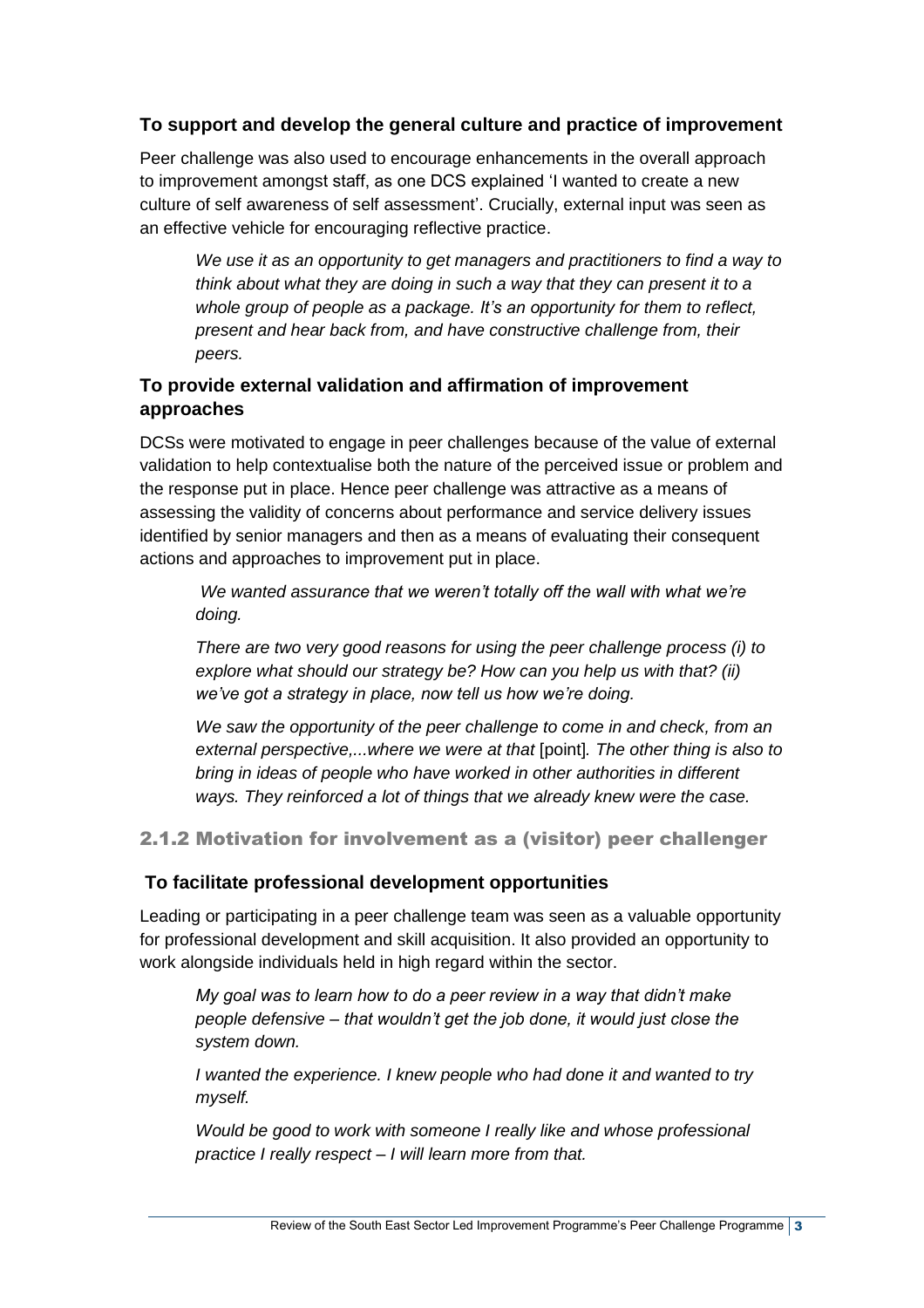### To support and develop the general culture and practice of improvement

Peer challenge was also used to encourage enhancements in the overall approach to improvement amongst staff, as one DCS explained 'I wanted to create a new culture of self awareness of self assessment'. Crucially, external input was seen as an effective vehicle for encouraging reflective practice.

> *We use it as an opportunity to get managers and practitioners to find a way to think about what they are doing in such a way that they can present it to a whole group of people as a package. It's an opportunity for them to reflect, present and hear back from, and have constructive challenge from, their peers.*

### To provide external validation and affirmation of improvement approaches

DCSs were motivated to engage in peer challenges because of the value of external validation to help contextualise both the nature of the perceived issue or problem and the response put in place. Hence peer challenge was attractive as a means of assessing the validity of concerns about performance and service delivery issues identified by senior managers and then as a means of evaluating their consequent actions and approaches to improvement put in place.

> *We wanted assurance that we weren't totally off the wall with what we're doing.*
>
> *There are two very good reasons for using the peer challenge process (i) to explore what should our strategy be? How can you help us with that? (ii) we've got a strategy in place, now tell us how we're doing.*
>
> *We saw the opportunity of the peer challenge to come in and check, from an external perspective,...where we were at that* [point]*. The other thing is also to bring in ideas of people who have worked in other authorities in different ways. They reinforced a lot of things that we already knew were the case.*

## 2.1.2 Motivation for involvement as a (visitor) peer challenger

### To facilitate professional development opportunities

Leading or participating in a peer challenge team was seen as a valuable opportunity for professional development and skill acquisition. It also provided an opportunity to work alongside individuals held in high regard within the sector.

> *My goal was to learn how to do a peer review in a way that didn't make people defensive – that wouldn't get the job done, it would just close the system down.*
>
> *I wanted the experience. I knew people who had done it and wanted to try myself.*
>
> *Would be good to work with someone I really like and whose professional practice I really respect – I will learn more from that.*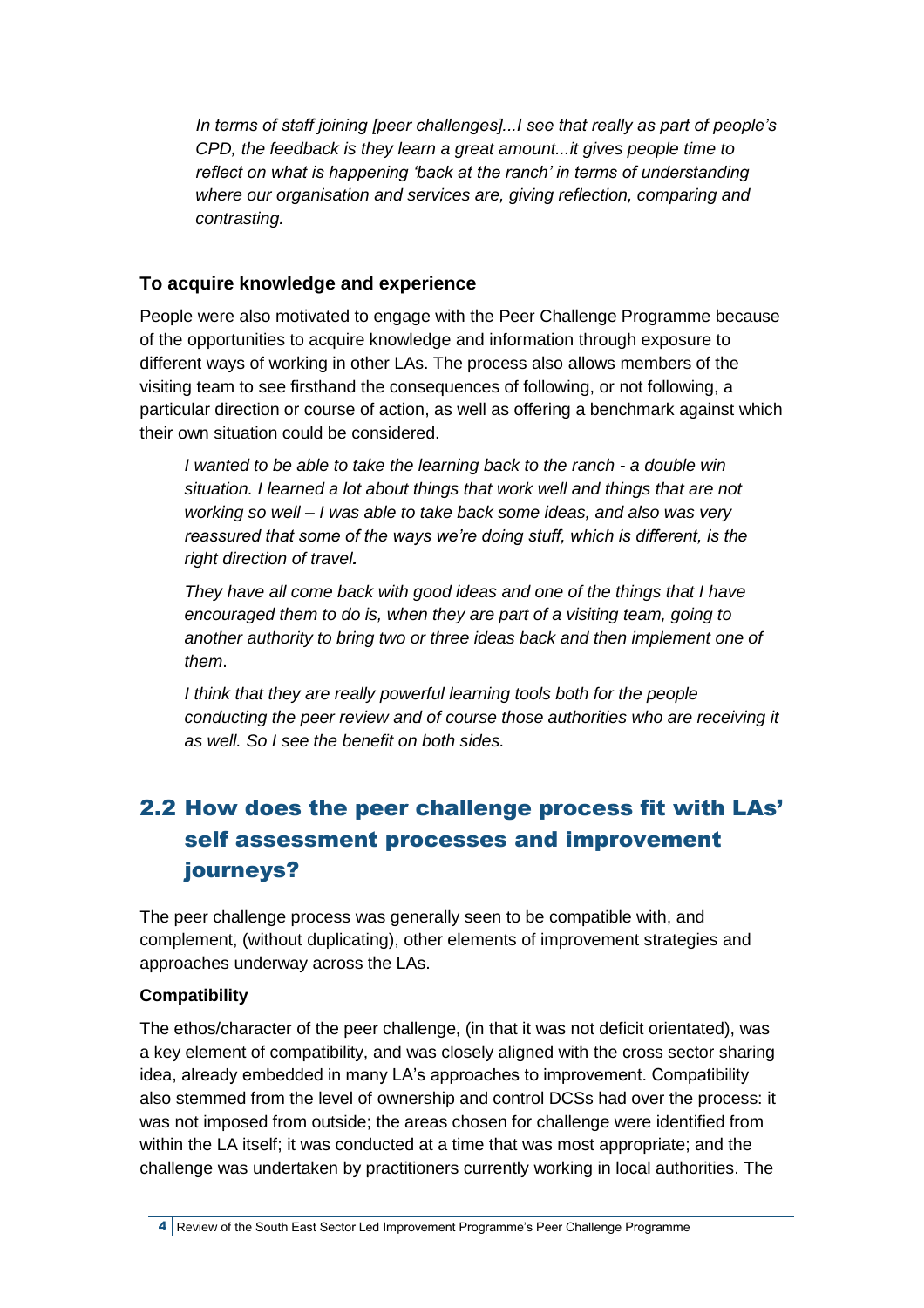*In terms of staff joining [peer challenges]...I see that really as part of people's CPD, the feedback is they learn a great amount...it gives people time to reflect on what is happening 'back at the ranch' in terms of understanding where our organisation and services are, giving reflection, comparing and contrasting.*

### To acquire knowledge and experience

People were also motivated to engage with the Peer Challenge Programme because of the opportunities to acquire knowledge and information through exposure to different ways of working in other LAs. The process also allows members of the visiting team to see firsthand the consequences of following, or not following, a particular direction or course of action, as well as offering a benchmark against which their own situation could be considered.

*I wanted to be able to take the learning back to the ranch - a double win situation. I learned a lot about things that work well and things that are not working so well – I was able to take back some ideas, and also was very reassured that some of the ways we're doing stuff, which is different, is the right direction of travel.*

*They have all come back with good ideas and one of the things that I have encouraged them to do is, when they are part of a visiting team, going to another authority to bring two or three ideas back and then implement one of them*.

*I think that they are really powerful learning tools both for the people conducting the peer review and of course those authorities who are receiving it as well. So I see the benefit on both sides.*

## 2.2 How does the peer challenge process fit with LAs' self assessment processes and improvement journeys?

The peer challenge process was generally seen to be compatible with, and complement, (without duplicating), other elements of improvement strategies and approaches underway across the LAs.

#### Compatibility

The ethos/character of the peer challenge, (in that it was not deficit orientated), was a key element of compatibility, and was closely aligned with the cross sector sharing idea, already embedded in many LA's approaches to improvement. Compatibility also stemmed from the level of ownership and control DCSs had over the process: it was not imposed from outside; the areas chosen for challenge were identified from within the LA itself; it was conducted at a time that was most appropriate; and the challenge was undertaken by practitioners currently working in local authorities. The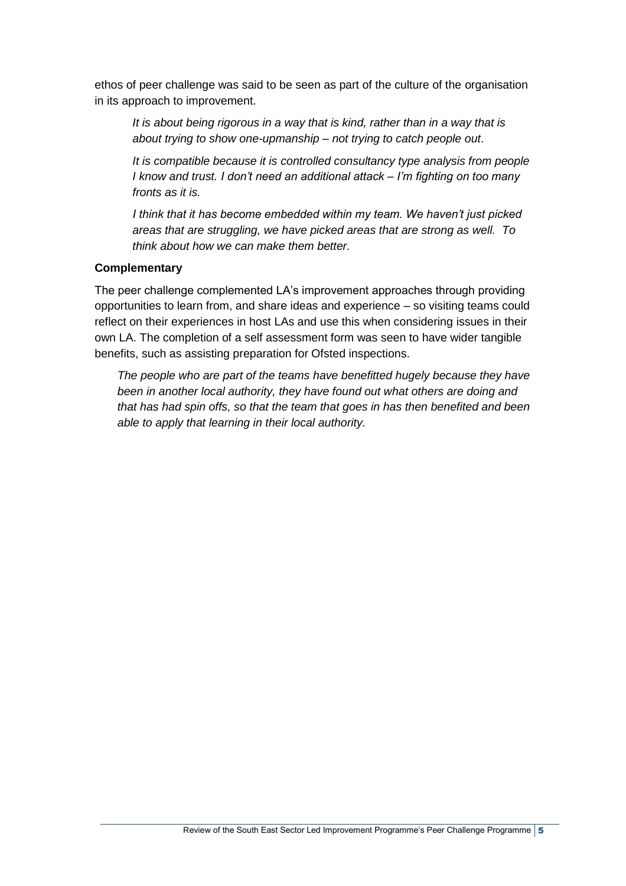ethos of peer challenge was said to be seen as part of the culture of the organisation in its approach to improvement.

> *It is about being rigorous in a way that is kind, rather than in a way that is about trying to show one-upmanship – not trying to catch people out*.
>
> *It is compatible because it is controlled consultancy type analysis from people I know and trust. I don't need an additional attack – I'm fighting on too many fronts as it is.*
>
> *I think that it has become embedded within my team. We haven't just picked areas that are struggling, we have picked areas that are strong as well. To think about how we can make them better.*

**Complementary**

The peer challenge complemented LA's improvement approaches through providing opportunities to learn from, and share ideas and experience – so visiting teams could reflect on their experiences in host LAs and use this when considering issues in their own LA. The completion of a self assessment form was seen to have wider tangible benefits, such as assisting preparation for Ofsted inspections.

> *The people who are part of the teams have benefitted hugely because they have been in another local authority, they have found out what others are doing and that has had spin offs, so that the team that goes in has then benefited and been able to apply that learning in their local authority.*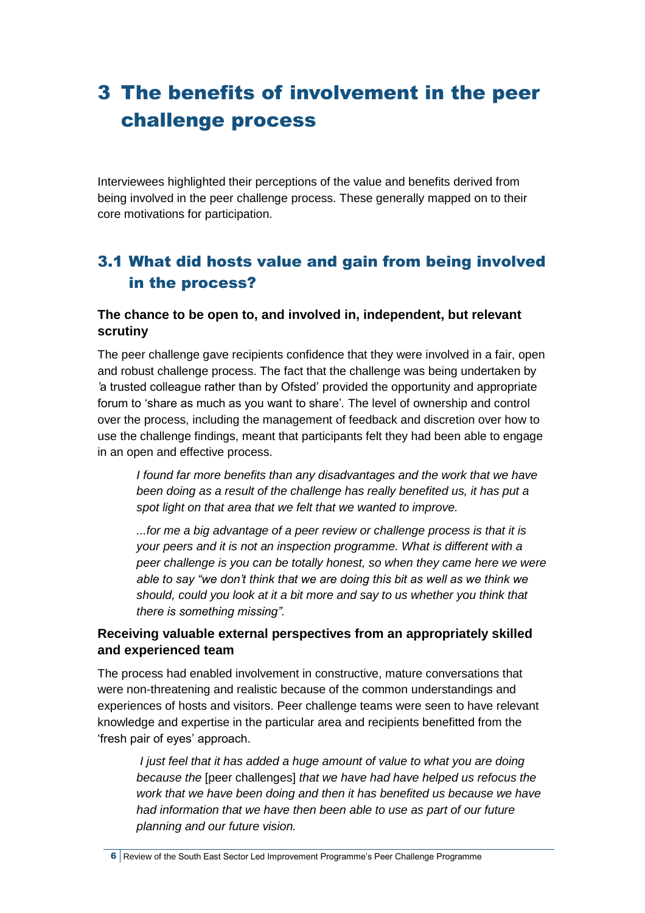# 3 The benefits of involvement in the peer challenge process

Interviewees highlighted their perceptions of the value and benefits derived from being involved in the peer challenge process. These generally mapped on to their core motivations for participation.

## 3.1 What did hosts value and gain from being involved in the process?

### The chance to be open to, and involved in, independent, but relevant scrutiny

The peer challenge gave recipients confidence that they were involved in a fair, open and robust challenge process. The fact that the challenge was being undertaken by 'a trusted colleague rather than by Ofsted' provided the opportunity and appropriate forum to 'share as much as you want to share'. The level of ownership and control over the process, including the management of feedback and discretion over how to use the challenge findings, meant that participants felt they had been able to engage in an open and effective process.

> *I found far more benefits than any disadvantages and the work that we have been doing as a result of the challenge has really benefited us, it has put a spot light on that area that we felt that we wanted to improve.*

> *...for me a big advantage of a peer review or challenge process is that it is your peers and it is not an inspection programme. What is different with a peer challenge is you can be totally honest, so when they came here we were able to say "we don't think that we are doing this bit as well as we think we should, could you look at it a bit more and say to us whether you think that there is something missing".*

### Receiving valuable external perspectives from an appropriately skilled and experienced team

The process had enabled involvement in constructive, mature conversations that were non-threatening and realistic because of the common understandings and experiences of hosts and visitors. Peer challenge teams were seen to have relevant knowledge and expertise in the particular area and recipients benefitted from the 'fresh pair of eyes' approach.

> *I just feel that it has added a huge amount of value to what you are doing because the* [peer challenges] *that we have had have helped us refocus the work that we have been doing and then it has benefited us because we have had information that we have then been able to use as part of our future planning and our future vision.*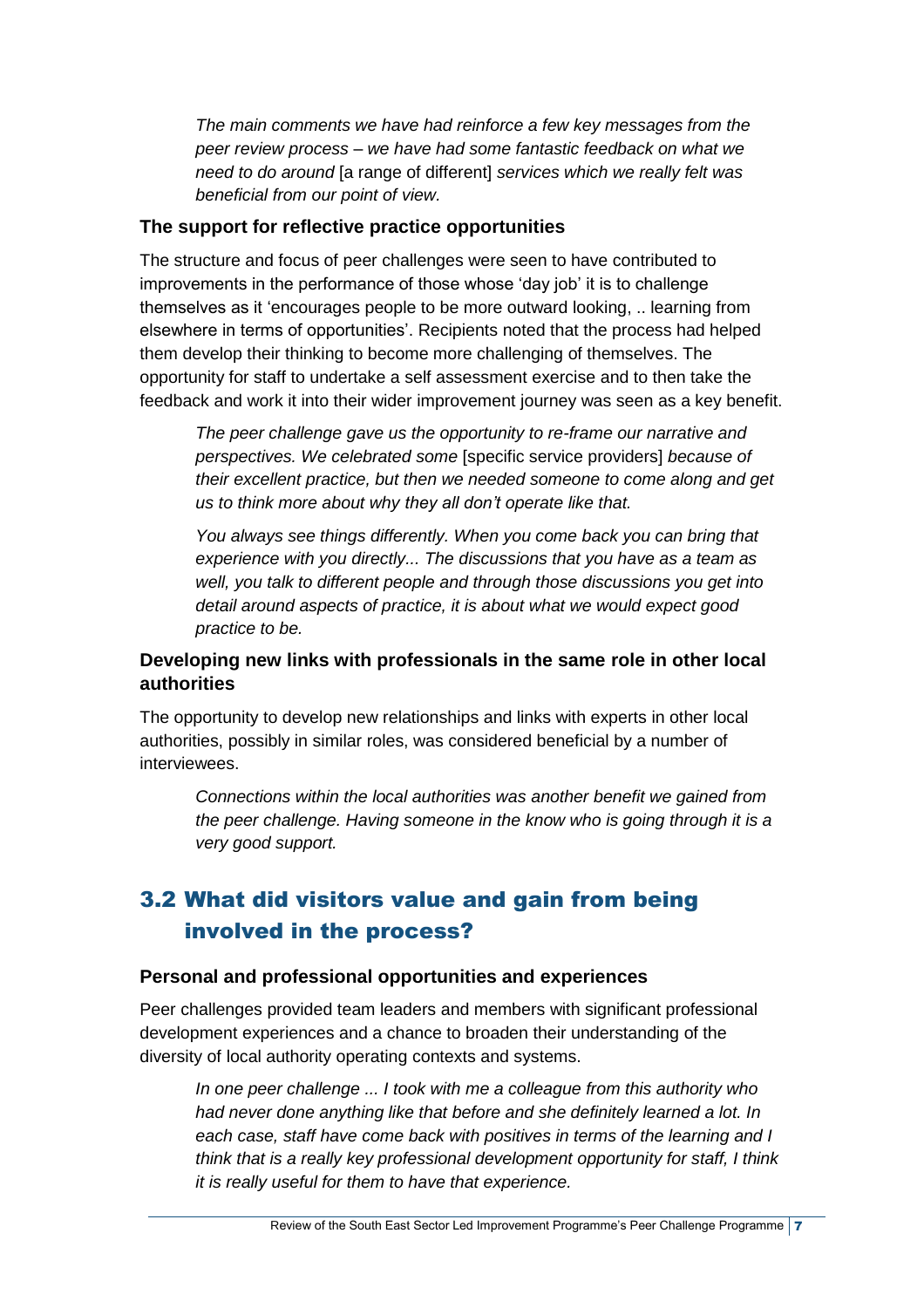*The main comments we have had reinforce a few key messages from the peer review process – we have had some fantastic feedback on what we need to do around* [a range of different] *services which we really felt was beneficial from our point of view.*

### The support for reflective practice opportunities

The structure and focus of peer challenges were seen to have contributed to improvements in the performance of those whose 'day job' it is to challenge themselves as it 'encourages people to be more outward looking, .. learning from elsewhere in terms of opportunities'. Recipients noted that the process had helped them develop their thinking to become more challenging of themselves. The opportunity for staff to undertake a self assessment exercise and to then take the feedback and work it into their wider improvement journey was seen as a key benefit.

*The peer challenge gave us the opportunity to re-frame our narrative and perspectives. We celebrated some* [specific service providers] *because of their excellent practice, but then we needed someone to come along and get us to think more about why they all don't operate like that.*

*You always see things differently. When you come back you can bring that experience with you directly... The discussions that you have as a team as well, you talk to different people and through those discussions you get into detail around aspects of practice, it is about what we would expect good practice to be.*

### Developing new links with professionals in the same role in other local authorities

The opportunity to develop new relationships and links with experts in other local authorities, possibly in similar roles, was considered beneficial by a number of interviewees.

*Connections within the local authorities was another benefit we gained from the peer challenge. Having someone in the know who is going through it is a very good support.*

## 3.2 What did visitors value and gain from being involved in the process?

### Personal and professional opportunities and experiences

Peer challenges provided team leaders and members with significant professional development experiences and a chance to broaden their understanding of the diversity of local authority operating contexts and systems.

*In one peer challenge ... I took with me a colleague from this authority who had never done anything like that before and she definitely learned a lot. In each case, staff have come back with positives in terms of the learning and I think that is a really key professional development opportunity for staff, I think it is really useful for them to have that experience.*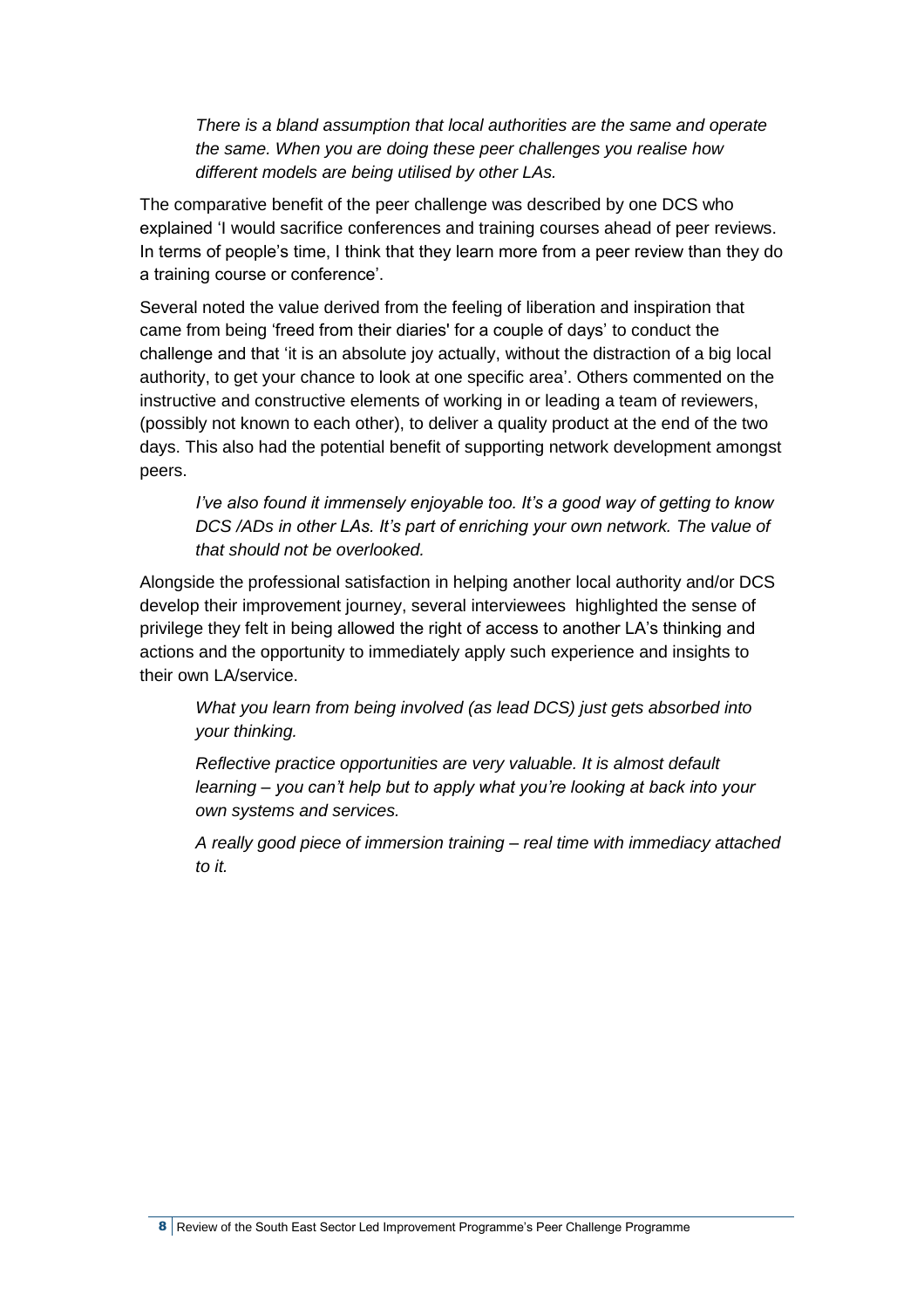*There is a bland assumption that local authorities are the same and operate the same. When you are doing these peer challenges you realise how different models are being utilised by other LAs.*

The comparative benefit of the peer challenge was described by one DCS who explained 'I would sacrifice conferences and training courses ahead of peer reviews. In terms of people's time, I think that they learn more from a peer review than they do a training course or conference'.

Several noted the value derived from the feeling of liberation and inspiration that came from being 'freed from their diaries' for a couple of days' to conduct the challenge and that 'it is an absolute joy actually, without the distraction of a big local authority, to get your chance to look at one specific area'. Others commented on the instructive and constructive elements of working in or leading a team of reviewers, (possibly not known to each other), to deliver a quality product at the end of the two days. This also had the potential benefit of supporting network development amongst peers.

*I've also found it immensely enjoyable too. It's a good way of getting to know DCS /ADs in other LAs. It's part of enriching your own network. The value of that should not be overlooked.*

Alongside the professional satisfaction in helping another local authority and/or DCS develop their improvement journey, several interviewees highlighted the sense of privilege they felt in being allowed the right of access to another LA's thinking and actions and the opportunity to immediately apply such experience and insights to their own LA/service.

*What you learn from being involved (as lead DCS) just gets absorbed into your thinking.*

*Reflective practice opportunities are very valuable. It is almost default learning – you can't help but to apply what you're looking at back into your own systems and services.*

*A really good piece of immersion training – real time with immediacy attached to it.*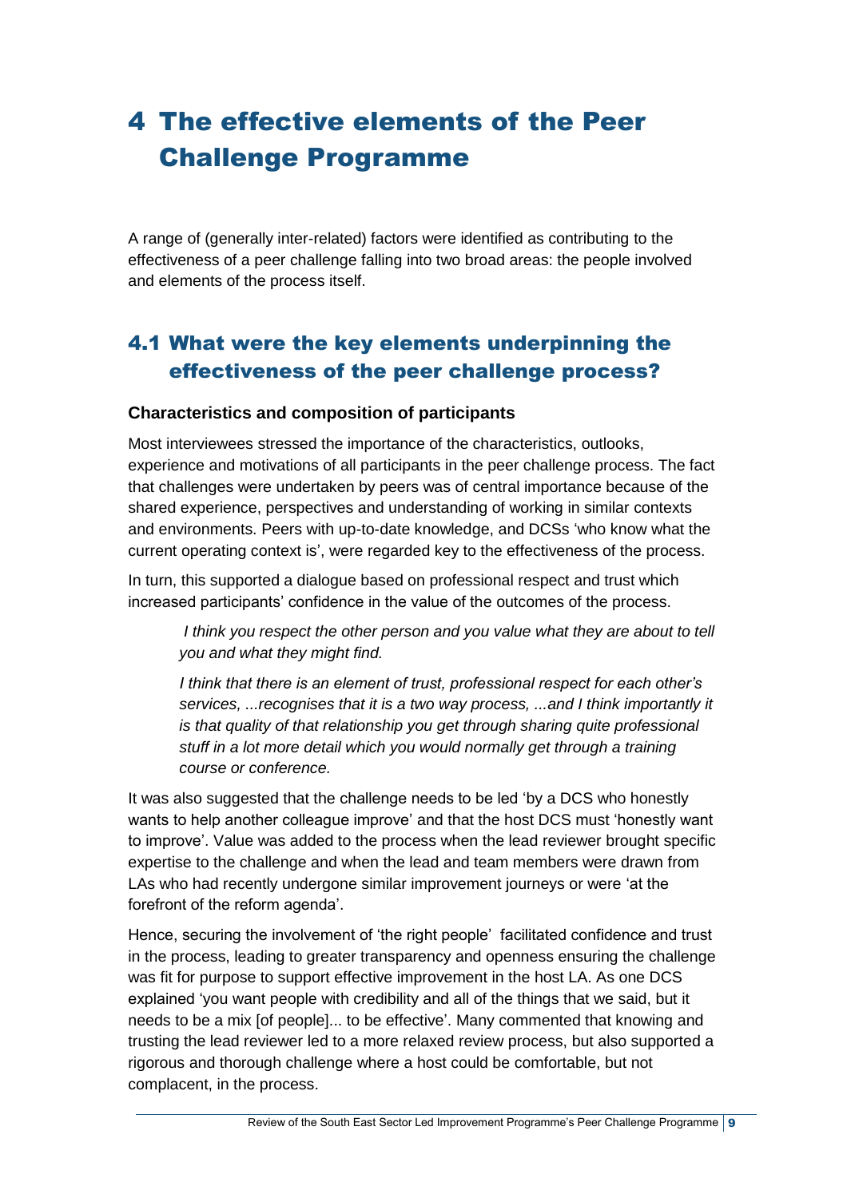# 4 The effective elements of the Peer Challenge Programme

A range of (generally inter-related) factors were identified as contributing to the effectiveness of a peer challenge falling into two broad areas: the people involved and elements of the process itself.

## 4.1 What were the key elements underpinning the effectiveness of the peer challenge process?

**Characteristics and composition of participants**

Most interviewees stressed the importance of the characteristics, outlooks, experience and motivations of all participants in the peer challenge process. The fact that challenges were undertaken by peers was of central importance because of the shared experience, perspectives and understanding of working in similar contexts and environments. Peers with up-to-date knowledge, and DCSs 'who know what the current operating context is', were regarded key to the effectiveness of the process.

In turn, this supported a dialogue based on professional respect and trust which increased participants' confidence in the value of the outcomes of the process.

> *I think you respect the other person and you value what they are about to tell you and what they might find.*
>
> *I think that there is an element of trust, professional respect for each other's services, ...recognises that it is a two way process, ...and I think importantly it is that quality of that relationship you get through sharing quite professional stuff in a lot more detail which you would normally get through a training course or conference.*

It was also suggested that the challenge needs to be led 'by a DCS who honestly wants to help another colleague improve' and that the host DCS must 'honestly want to improve'. Value was added to the process when the lead reviewer brought specific expertise to the challenge and when the lead and team members were drawn from LAs who had recently undergone similar improvement journeys or were 'at the forefront of the reform agenda'.

Hence, securing the involvement of 'the right people' facilitated confidence and trust in the process, leading to greater transparency and openness ensuring the challenge was fit for purpose to support effective improvement in the host LA. As one DCS explained 'you want people with credibility and all of the things that we said, but it needs to be a mix [of people]... to be effective'. Many commented that knowing and trusting the lead reviewer led to a more relaxed review process, but also supported a rigorous and thorough challenge where a host could be comfortable, but not complacent, in the process.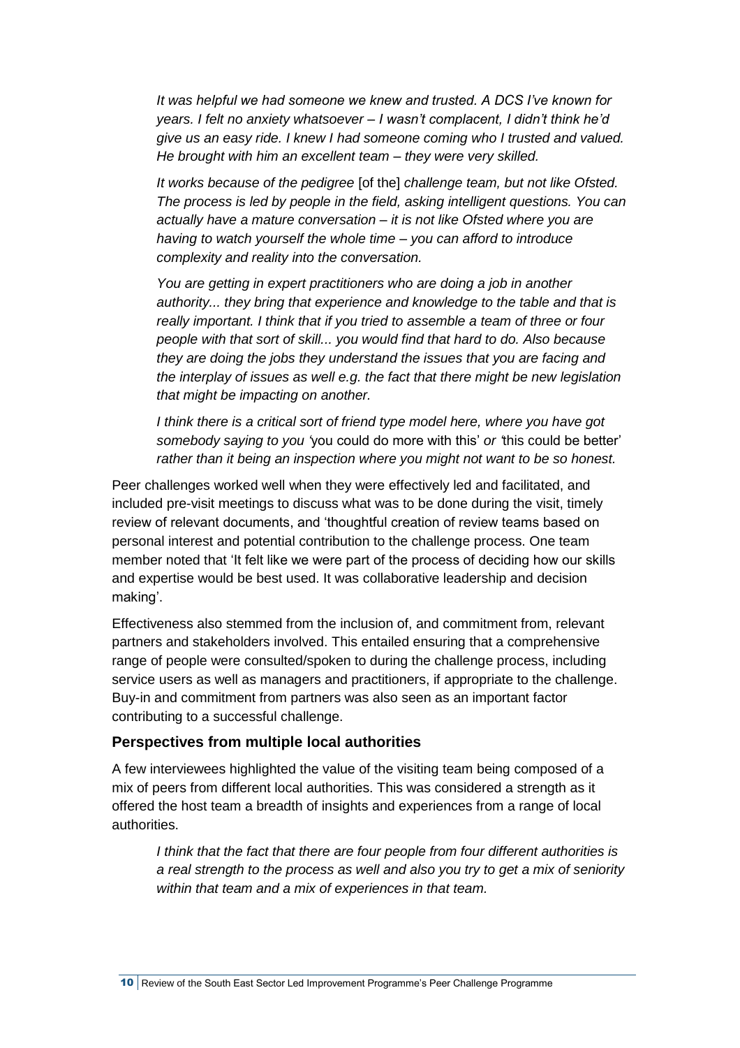*It was helpful we had someone we knew and trusted. A DCS I've known for years. I felt no anxiety whatsoever – I wasn't complacent, I didn't think he'd give us an easy ride. I knew I had someone coming who I trusted and valued. He brought with him an excellent team – they were very skilled.*

*It works because of the pedigree* [of the] *challenge team, but not like Ofsted. The process is led by people in the field, asking intelligent questions. You can actually have a mature conversation – it is not like Ofsted where you are having to watch yourself the whole time – you can afford to introduce complexity and reality into the conversation.*

*You are getting in expert practitioners who are doing a job in another authority... they bring that experience and knowledge to the table and that is really important. I think that if you tried to assemble a team of three or four people with that sort of skill... you would find that hard to do. Also because they are doing the jobs they understand the issues that you are facing and the interplay of issues as well e.g. the fact that there might be new legislation that might be impacting on another.*

*I think there is a critical sort of friend type model here, where you have got somebody saying to you '*you could do more with this' *or '*this could be better' *rather than it being an inspection where you might not want to be so honest.*

Peer challenges worked well when they were effectively led and facilitated, and included pre-visit meetings to discuss what was to be done during the visit, timely review of relevant documents, and 'thoughtful creation of review teams based on personal interest and potential contribution to the challenge process. One team member noted that 'It felt like we were part of the process of deciding how our skills and expertise would be best used. It was collaborative leadership and decision making'.

Effectiveness also stemmed from the inclusion of, and commitment from, relevant partners and stakeholders involved. This entailed ensuring that a comprehensive range of people were consulted/spoken to during the challenge process, including service users as well as managers and practitioners, if appropriate to the challenge. Buy-in and commitment from partners was also seen as an important factor contributing to a successful challenge.

### Perspectives from multiple local authorities

A few interviewees highlighted the value of the visiting team being composed of a mix of peers from different local authorities. This was considered a strength as it offered the host team a breadth of insights and experiences from a range of local authorities.

*I think that the fact that there are four people from four different authorities is a real strength to the process as well and also you try to get a mix of seniority within that team and a mix of experiences in that team.*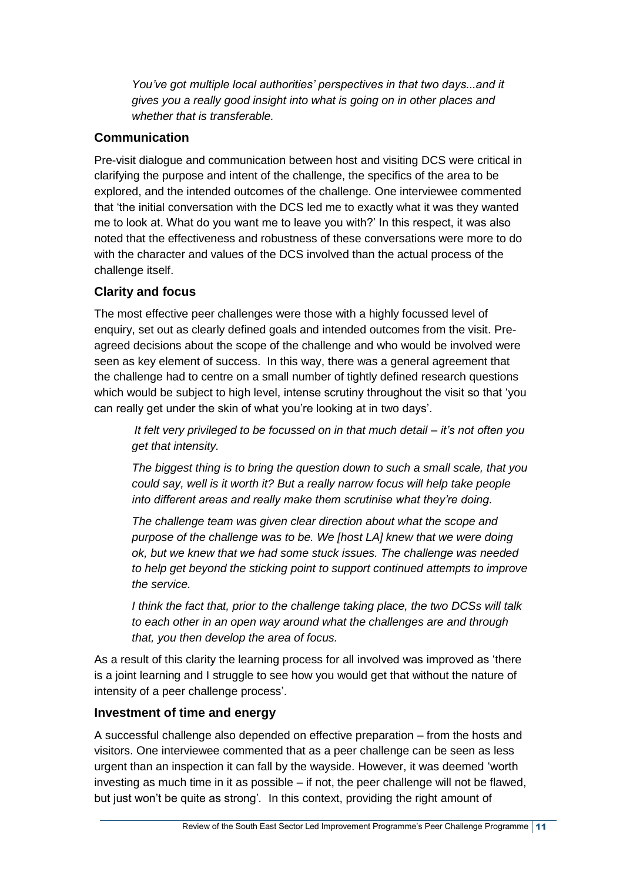> *You've got multiple local authorities' perspectives in that two days...and it gives you a really good insight into what is going on in other places and whether that is transferable.*

### Communication

Pre-visit dialogue and communication between host and visiting DCS were critical in clarifying the purpose and intent of the challenge, the specifics of the area to be explored, and the intended outcomes of the challenge. One interviewee commented that 'the initial conversation with the DCS led me to exactly what it was they wanted me to look at. What do you want me to leave you with?' In this respect, it was also noted that the effectiveness and robustness of these conversations were more to do with the character and values of the DCS involved than the actual process of the challenge itself.

### Clarity and focus

The most effective peer challenges were those with a highly focussed level of enquiry, set out as clearly defined goals and intended outcomes from the visit. Pre-agreed decisions about the scope of the challenge and who would be involved were seen as key element of success. In this way, there was a general agreement that the challenge had to centre on a small number of tightly defined research questions which would be subject to high level, intense scrutiny throughout the visit so that 'you can really get under the skin of what you're looking at in two days'.

> *It felt very privileged to be focussed on in that much detail – it's not often you get that intensity.*
>
> *The biggest thing is to bring the question down to such a small scale, that you could say, well is it worth it? But a really narrow focus will help take people into different areas and really make them scrutinise what they're doing.*
>
> *The challenge team was given clear direction about what the scope and purpose of the challenge was to be. We [host LA] knew that we were doing ok, but we knew that we had some stuck issues. The challenge was needed to help get beyond the sticking point to support continued attempts to improve the service.*
>
> *I think the fact that, prior to the challenge taking place, the two DCSs will talk to each other in an open way around what the challenges are and through that, you then develop the area of focus.*

As a result of this clarity the learning process for all involved was improved as 'there is a joint learning and I struggle to see how you would get that without the nature of intensity of a peer challenge process'.

### Investment of time and energy

A successful challenge also depended on effective preparation – from the hosts and visitors. One interviewee commented that as a peer challenge can be seen as less urgent than an inspection it can fall by the wayside. However, it was deemed 'worth investing as much time in it as possible – if not, the peer challenge will not be flawed, but just won't be quite as strong'. In this context, providing the right amount of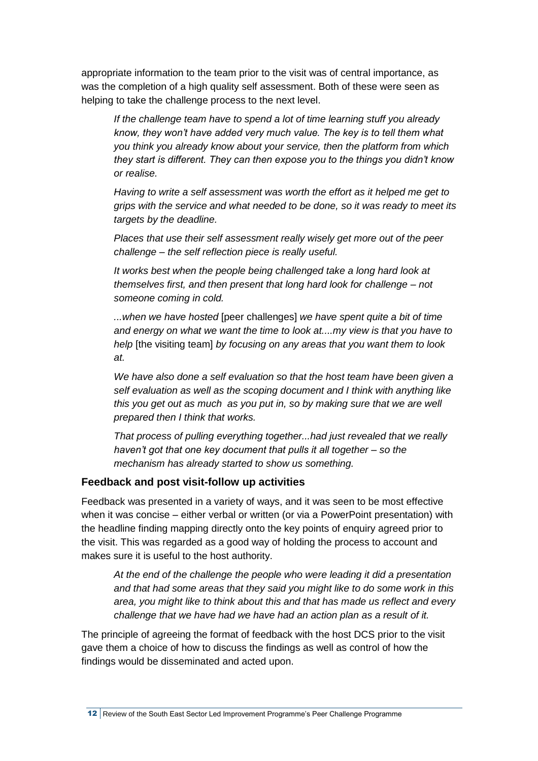appropriate information to the team prior to the visit was of central importance, as was the completion of a high quality self assessment. Both of these were seen as helping to take the challenge process to the next level.

> *If the challenge team have to spend a lot of time learning stuff you already know, they won't have added very much value. The key is to tell them what you think you already know about your service, then the platform from which they start is different. They can then expose you to the things you didn't know or realise.*
>
> *Having to write a self assessment was worth the effort as it helped me get to grips with the service and what needed to be done, so it was ready to meet its targets by the deadline.*
>
> *Places that use their self assessment really wisely get more out of the peer challenge – the self reflection piece is really useful.*
>
> *It works best when the people being challenged take a long hard look at themselves first, and then present that long hard look for challenge – not someone coming in cold.*
>
> *...when we have hosted* [peer challenges] *we have spent quite a bit of time and energy on what we want the time to look at....my view is that you have to help* [the visiting team] *by focusing on any areas that you want them to look at.*
>
> *We have also done a self evaluation so that the host team have been given a self evaluation as well as the scoping document and I think with anything like this you get out as much as you put in, so by making sure that we are well prepared then I think that works.*
>
> *That process of pulling everything together...had just revealed that we really haven't got that one key document that pulls it all together – so the mechanism has already started to show us something.*

### Feedback and post visit-follow up activities

Feedback was presented in a variety of ways, and it was seen to be most effective when it was concise – either verbal or written (or via a PowerPoint presentation) with the headline finding mapping directly onto the key points of enquiry agreed prior to the visit. This was regarded as a good way of holding the process to account and makes sure it is useful to the host authority.

> *At the end of the challenge the people who were leading it did a presentation and that had some areas that they said you might like to do some work in this area, you might like to think about this and that has made us reflect and every challenge that we have had we have had an action plan as a result of it.*

The principle of agreeing the format of feedback with the host DCS prior to the visit gave them a choice of how to discuss the findings as well as control of how the findings would be disseminated and acted upon.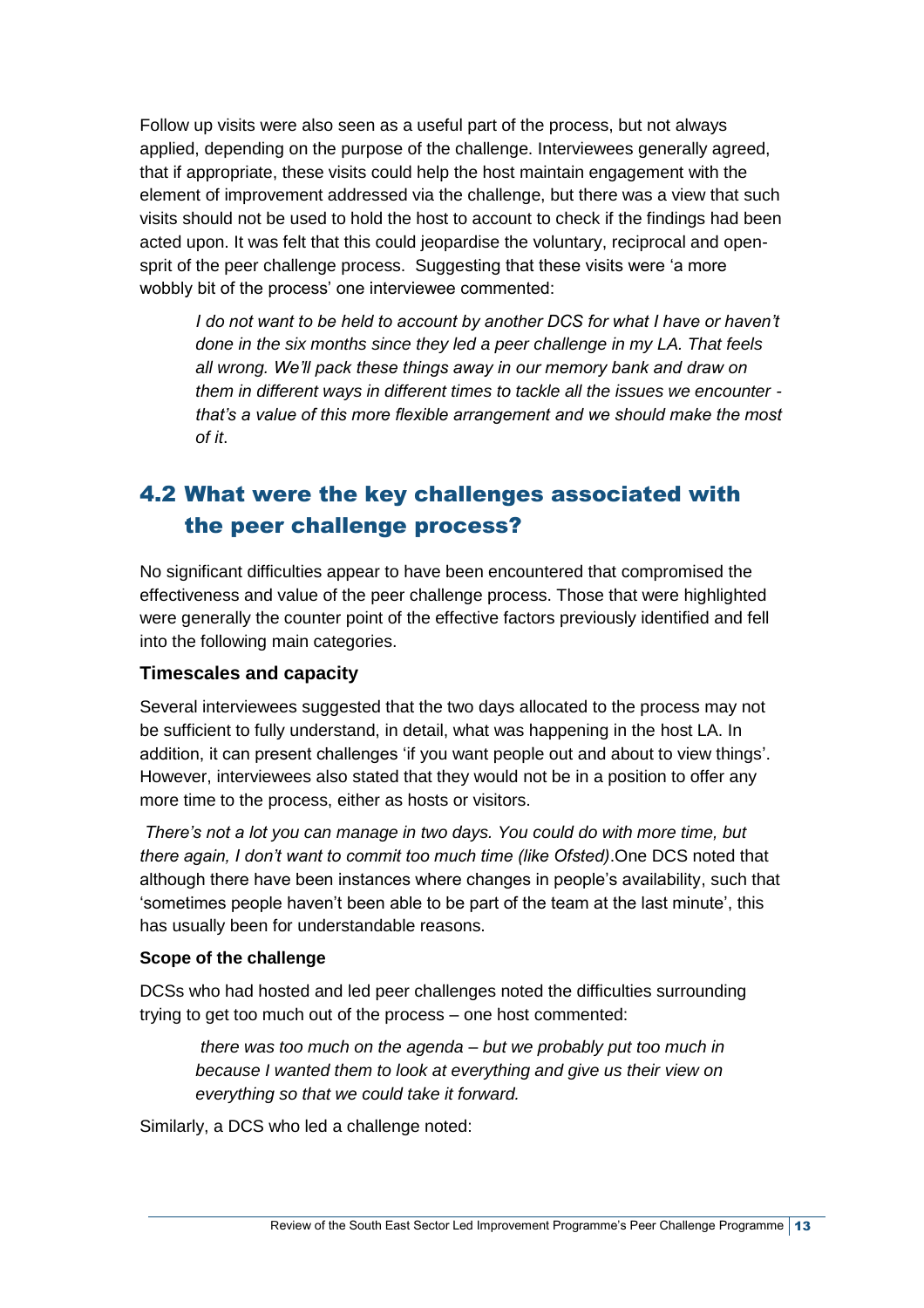Follow up visits were also seen as a useful part of the process, but not always applied, depending on the purpose of the challenge. Interviewees generally agreed, that if appropriate, these visits could help the host maintain engagement with the element of improvement addressed via the challenge, but there was a view that such visits should not be used to hold the host to account to check if the findings had been acted upon. It was felt that this could jeopardise the voluntary, reciprocal and open-sprit of the peer challenge process. Suggesting that these visits were 'a more wobbly bit of the process' one interviewee commented:

> *I do not want to be held to account by another DCS for what I have or haven't done in the six months since they led a peer challenge in my LA. That feels all wrong. We'll pack these things away in our memory bank and draw on them in different ways in different times to tackle all the issues we encounter - that's a value of this more flexible arrangement and we should make the most of it*.

## 4.2 What were the key challenges associated with the peer challenge process?

No significant difficulties appear to have been encountered that compromised the effectiveness and value of the peer challenge process. Those that were highlighted were generally the counter point of the effective factors previously identified and fell into the following main categories.

### Timescales and capacity

Several interviewees suggested that the two days allocated to the process may not be sufficient to fully understand, in detail, what was happening in the host LA. In addition, it can present challenges 'if you want people out and about to view things'. However, interviewees also stated that they would not be in a position to offer any more time to the process, either as hosts or visitors.

*There's not a lot you can manage in two days. You could do with more time, but there again, I don't want to commit too much time (like Ofsted)*.One DCS noted that although there have been instances where changes in people's availability, such that 'sometimes people haven't been able to be part of the team at the last minute', this has usually been for understandable reasons.

#### Scope of the challenge

DCSs who had hosted and led peer challenges noted the difficulties surrounding trying to get too much out of the process – one host commented:

> *there was too much on the agenda – but we probably put too much in because I wanted them to look at everything and give us their view on everything so that we could take it forward.*

Similarly, a DCS who led a challenge noted: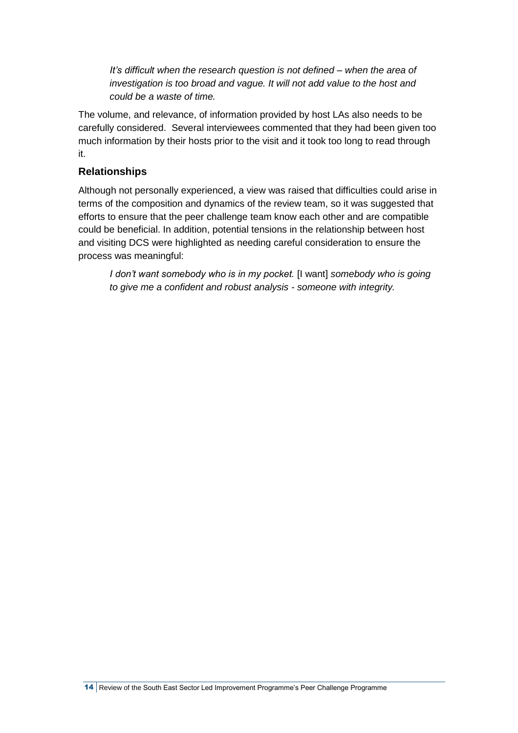> *It's difficult when the research question is not defined – when the area of investigation is too broad and vague. It will not add value to the host and could be a waste of time.*

The volume, and relevance, of information provided by host LAs also needs to be carefully considered. Several interviewees commented that they had been given too much information by their hosts prior to the visit and it took too long to read through it.

### Relationships

Although not personally experienced, a view was raised that difficulties could arise in terms of the composition and dynamics of the review team, so it was suggested that efforts to ensure that the peer challenge team know each other and are compatible could be beneficial. In addition, potential tensions in the relationship between host and visiting DCS were highlighted as needing careful consideration to ensure the process was meaningful:

> *I don't want somebody who is in my pocket.* [I want] *somebody who is going to give me a confident and robust analysis - someone with integrity.*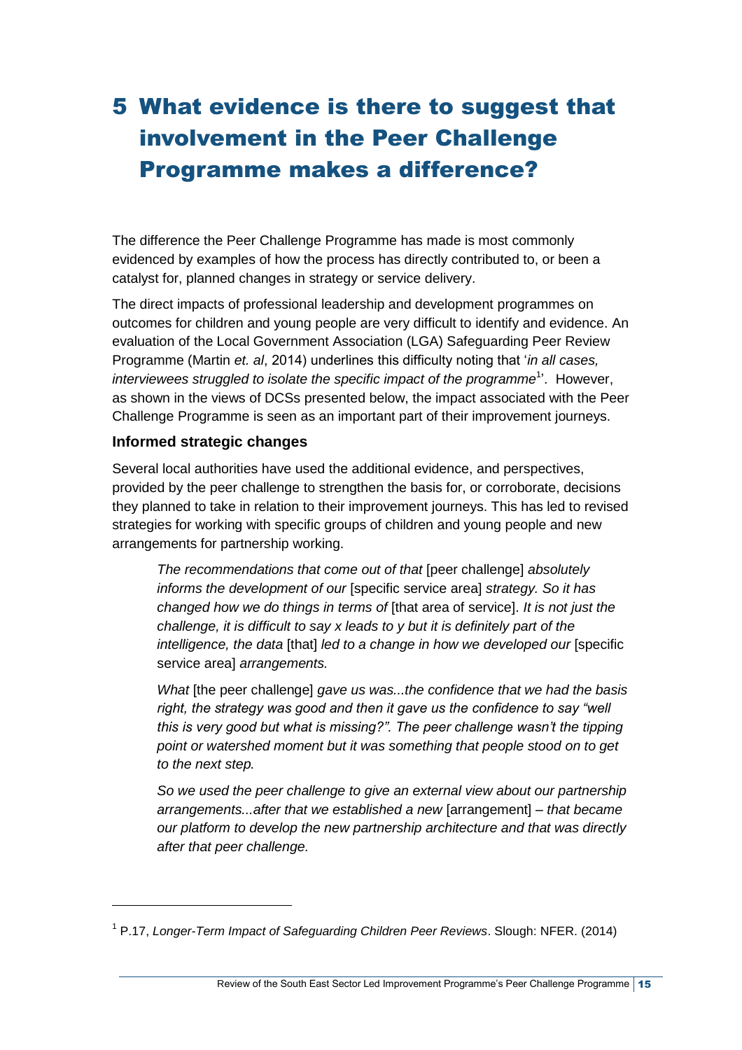# 5 What evidence is there to suggest that involvement in the Peer Challenge Programme makes a difference?

The difference the Peer Challenge Programme has made is most commonly evidenced by examples of how the process has directly contributed to, or been a catalyst for, planned changes in strategy or service delivery.

The direct impacts of professional leadership and development programmes on outcomes for children and young people are very difficult to identify and evidence. An evaluation of the Local Government Association (LGA) Safeguarding Peer Review Programme (Martin *et. al*, 2014) underlines this difficulty noting that '*in all cases, interviewees struggled to isolate the specific impact of the programme*[1]'. However, as shown in the views of DCSs presented below, the impact associated with the Peer Challenge Programme is seen as an important part of their improvement journeys.

### Informed strategic changes

Several local authorities have used the additional evidence, and perspectives, provided by the peer challenge to strengthen the basis for, or corroborate, decisions they planned to take in relation to their improvement journeys. This has led to revised strategies for working with specific groups of children and young people and new arrangements for partnership working.

> *The recommendations that come out of that* [peer challenge] *absolutely informs the development of our* [specific service area] *strategy. So it has changed how we do things in terms of* [that area of service]. *It is not just the challenge, it is difficult to say x leads to y but it is definitely part of the intelligence, the data* [that] *led to a change in how we developed our* [specific service area] *arrangements.*
>
> *What* [the peer challenge] *gave us was...the confidence that we had the basis right, the strategy was good and then it gave us the confidence to say "well this is very good but what is missing?". The peer challenge wasn't the tipping point or watershed moment but it was something that people stood on to get to the next step.*
>
> *So we used the peer challenge to give an external view about our partnership arrangements...after that we established a new* [arrangement] – *that became our platform to develop the new partnership architecture and that was directly after that peer challenge.*

---

[1] P.17, *Longer-Term Impact of Safeguarding Children Peer Reviews*. Slough: NFER. (2014)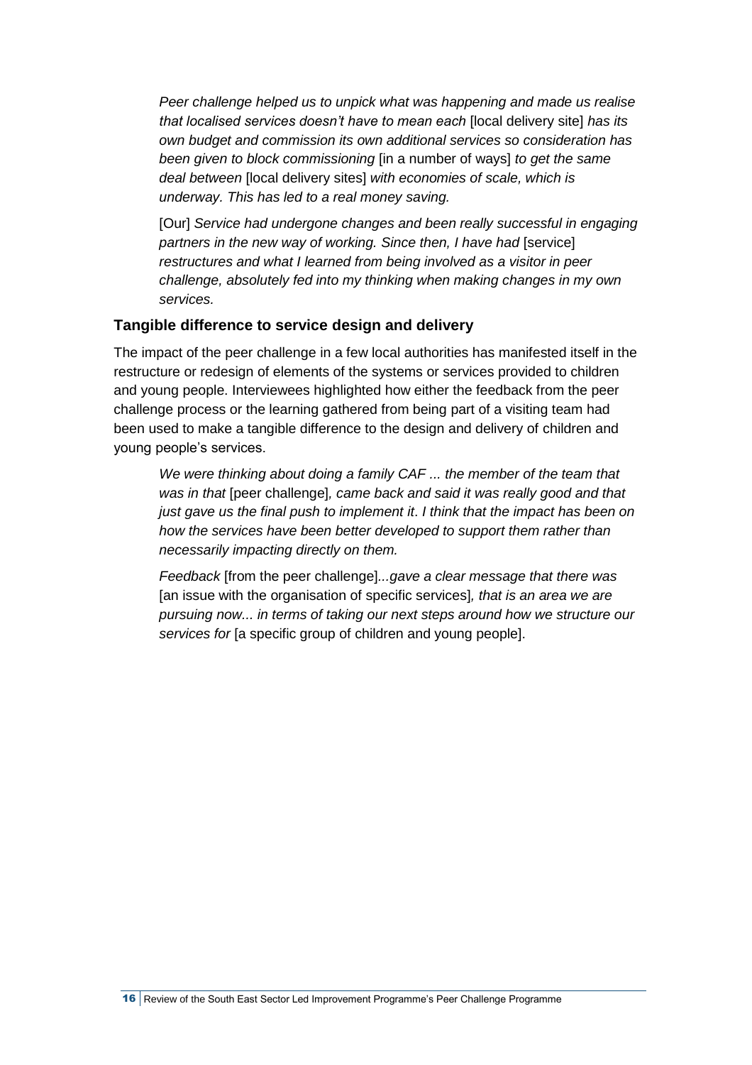> *Peer challenge helped us to unpick what was happening and made us realise that localised services doesn't have to mean each* [local delivery site] *has its own budget and commission its own additional services so consideration has been given to block commissioning* [in a number of ways] *to get the same deal between* [local delivery sites] *with economies of scale, which is underway. This has led to a real money saving.*

> [Our] *Service had undergone changes and been really successful in engaging partners in the new way of working. Since then, I have had* [service] *restructures and what I learned from being involved as a visitor in peer challenge, absolutely fed into my thinking when making changes in my own services.*

### Tangible difference to service design and delivery

The impact of the peer challenge in a few local authorities has manifested itself in the restructure or redesign of elements of the systems or services provided to children and young people. Interviewees highlighted how either the feedback from the peer challenge process or the learning gathered from being part of a visiting team had been used to make a tangible difference to the design and delivery of children and young people's services.

> *We were thinking about doing a family CAF ... the member of the team that was in that* [peer challenge]*, came back and said it was really good and that just gave us the final push to implement it. I think that the impact has been on how the services have been better developed to support them rather than necessarily impacting directly on them.*

> *Feedback* [from the peer challenge]*...gave a clear message that there was* [an issue with the organisation of specific services]*, that is an area we are pursuing now... in terms of taking our next steps around how we structure our services for* [a specific group of children and young people].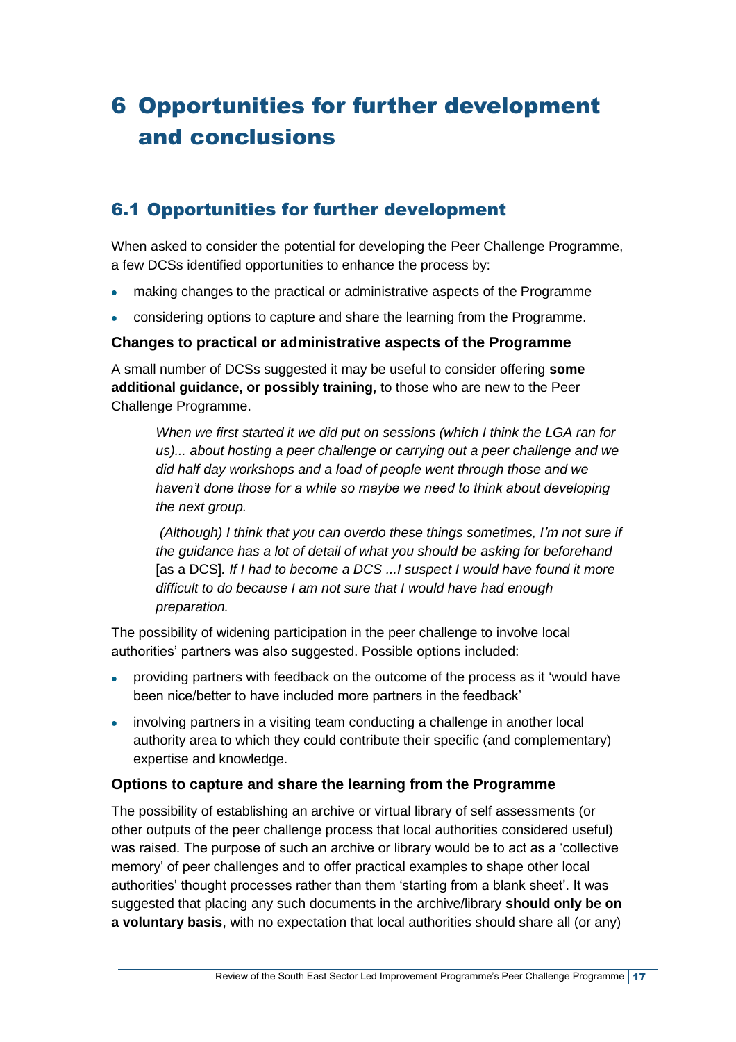# 6 Opportunities for further development and conclusions

## 6.1 Opportunities for further development

When asked to consider the potential for developing the Peer Challenge Programme, a few DCSs identified opportunities to enhance the process by:

- making changes to the practical or administrative aspects of the Programme
- considering options to capture and share the learning from the Programme.

### Changes to practical or administrative aspects of the Programme

A small number of DCSs suggested it may be useful to consider offering **some additional guidance, or possibly training,** to those who are new to the Peer Challenge Programme.

> *When we first started it we did put on sessions (which I think the LGA ran for us)... about hosting a peer challenge or carrying out a peer challenge and we did half day workshops and a load of people went through those and we haven't done those for a while so maybe we need to think about developing the next group.*
>
> *(Although) I think that you can overdo these things sometimes, I'm not sure if the guidance has a lot of detail of what you should be asking for beforehand* [as a DCS]*. If I had to become a DCS ...I suspect I would have found it more difficult to do because I am not sure that I would have had enough preparation.*

The possibility of widening participation in the peer challenge to involve local authorities' partners was also suggested. Possible options included:

- providing partners with feedback on the outcome of the process as it 'would have been nice/better to have included more partners in the feedback'
- involving partners in a visiting team conducting a challenge in another local authority area to which they could contribute their specific (and complementary) expertise and knowledge.

### Options to capture and share the learning from the Programme

The possibility of establishing an archive or virtual library of self assessments (or other outputs of the peer challenge process that local authorities considered useful) was raised. The purpose of such an archive or library would be to act as a 'collective memory' of peer challenges and to offer practical examples to shape other local authorities' thought processes rather than them 'starting from a blank sheet'. It was suggested that placing any such documents in the archive/library **should only be on a voluntary basis**, with no expectation that local authorities should share all (or any)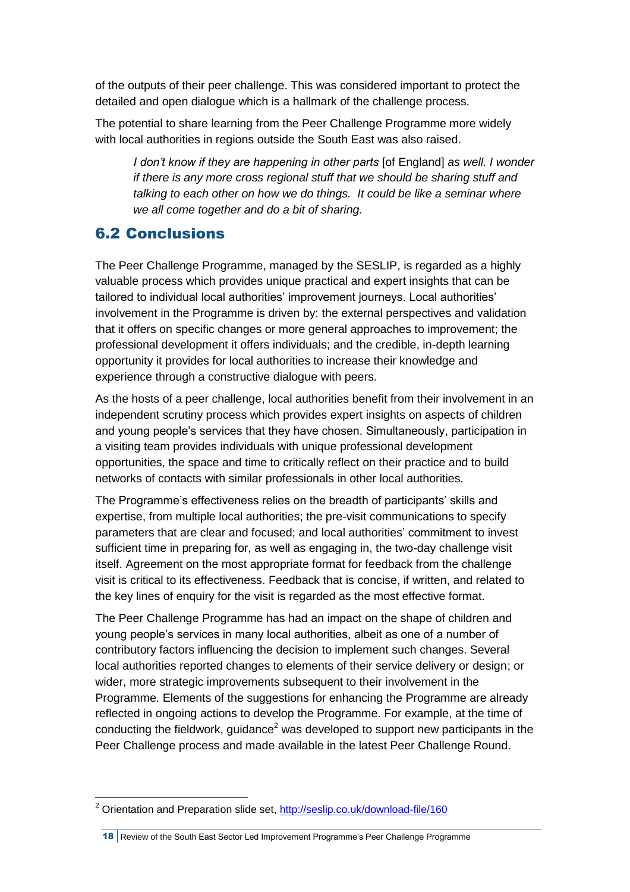of the outputs of their peer challenge. This was considered important to protect the detailed and open dialogue which is a hallmark of the challenge process.

The potential to share learning from the Peer Challenge Programme more widely with local authorities in regions outside the South East was also raised.

> *I don't know if they are happening in other parts* [of England] *as well. I wonder if there is any more cross regional stuff that we should be sharing stuff and talking to each other on how we do things. It could be like a seminar where we all come together and do a bit of sharing.*

## 6.2 Conclusions

The Peer Challenge Programme, managed by the SESLIP, is regarded as a highly valuable process which provides unique practical and expert insights that can be tailored to individual local authorities' improvement journeys. Local authorities' involvement in the Programme is driven by: the external perspectives and validation that it offers on specific changes or more general approaches to improvement; the professional development it offers individuals; and the credible, in-depth learning opportunity it provides for local authorities to increase their knowledge and experience through a constructive dialogue with peers.

As the hosts of a peer challenge, local authorities benefit from their involvement in an independent scrutiny process which provides expert insights on aspects of children and young people's services that they have chosen. Simultaneously, participation in a visiting team provides individuals with unique professional development opportunities, the space and time to critically reflect on their practice and to build networks of contacts with similar professionals in other local authorities.

The Programme's effectiveness relies on the breadth of participants' skills and expertise, from multiple local authorities; the pre-visit communications to specify parameters that are clear and focused; and local authorities' commitment to invest sufficient time in preparing for, as well as engaging in, the two-day challenge visit itself. Agreement on the most appropriate format for feedback from the challenge visit is critical to its effectiveness. Feedback that is concise, if written, and related to the key lines of enquiry for the visit is regarded as the most effective format.

The Peer Challenge Programme has had an impact on the shape of children and young people's services in many local authorities, albeit as one of a number of contributory factors influencing the decision to implement such changes. Several local authorities reported changes to elements of their service delivery or design; or wider, more strategic improvements subsequent to their involvement in the Programme. Elements of the suggestions for enhancing the Programme are already reflected in ongoing actions to develop the Programme. For example, at the time of conducting the fieldwork, guidance[2] was developed to support new participants in the Peer Challenge process and made available in the latest Peer Challenge Round.

---

[2] Orientation and Preparation slide set, http://seslip.co.uk/download-file/160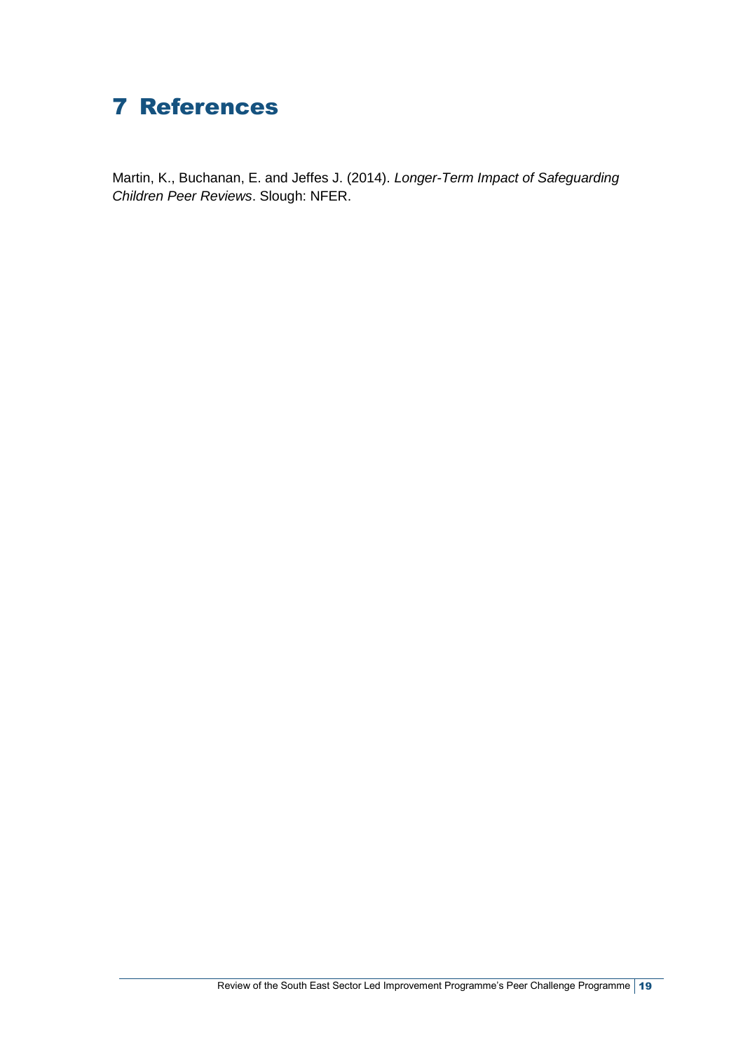# 7 References

Martin, K., Buchanan, E. and Jeffes J. (2014). *Longer-Term Impact of Safeguarding Children Peer Reviews*. Slough: NFER.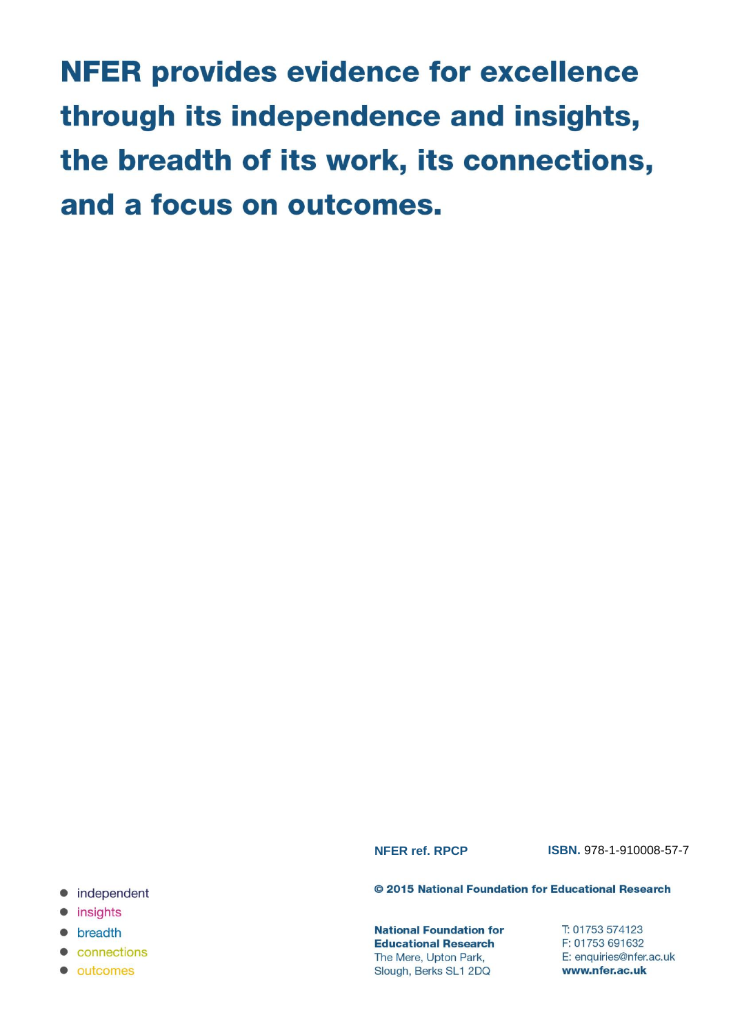**NFER provides evidence for excellence through its independence and insights, the breadth of its work, its connections, and a focus on outcomes.**

- independent
- insights
- breadth
- connections
- outcomes

**NFER ref. RPCP** **ISBN.** 978-1-910008-57-7

**© 2015 National Foundation for Educational Research**

**National Foundation for Educational Research**
The Mere, Upton Park,
Slough, Berks SL1 2DQ

T: 01753 574123
F: 01753 691632
E: enquiries@nfer.ac.uk
**www.nfer.ac.uk**